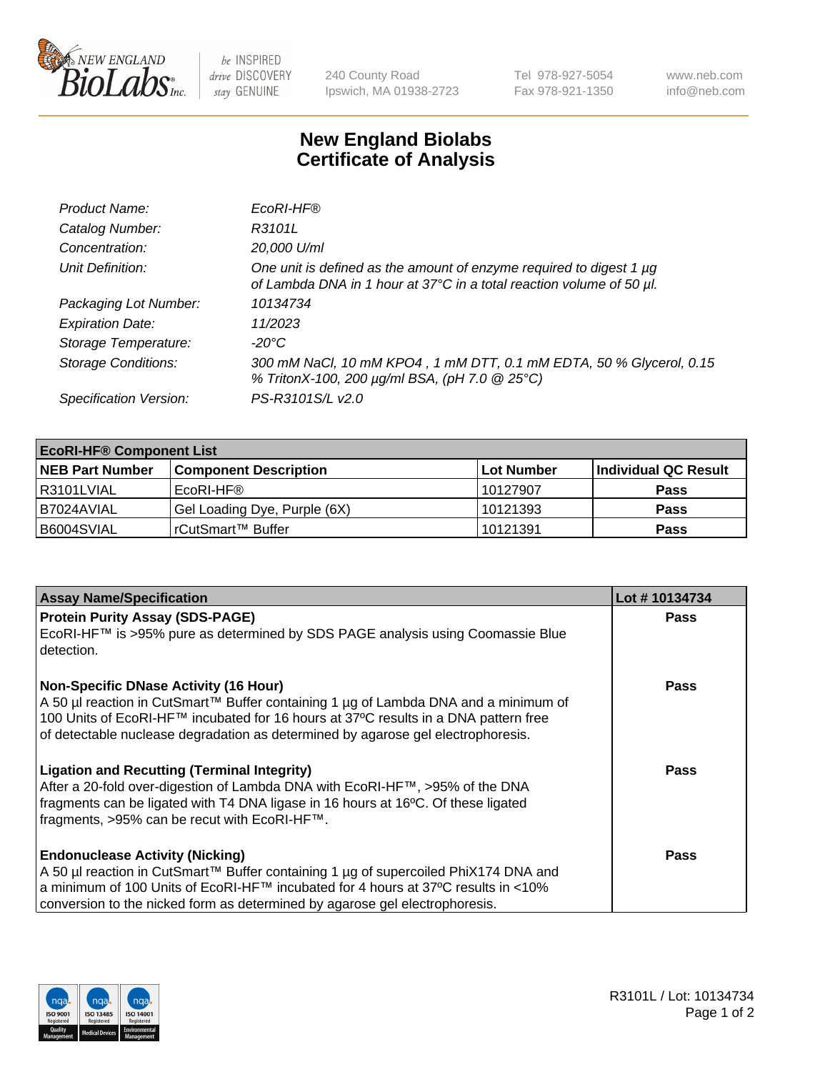# New England Biolabs Certificate of Analysis

| | |
|---|---|
| *Product Name:* | *EcoRI-HF®* |
| *Catalog Number:* | *R3101L* |
| *Concentration:* | *20,000 U/ml* |
| *Unit Definition:* | *One unit is defined as the amount of enzyme required to digest 1 µg of Lambda DNA in 1 hour at 37°C in a total reaction volume of 50 µl.* |
| *Packaging Lot Number:* | *10134734* |
| *Expiration Date:* | *11/2023* |
| *Storage Temperature:* | *-20°C* |
| *Storage Conditions:* | *300 mM NaCl, 10 mM KPO4 , 1 mM DTT, 0.1 mM EDTA, 50 % Glycerol, 0.15 % TritonX-100, 200 µg/ml BSA, (pH 7.0 @ 25°C)* |
| *Specification Version:* | *PS-R3101S/L v2.0* |

| **EcoRI-HF® Component List** | | | |
|---|---|---|---|
| **NEB Part Number** | **Component Description** | **Lot Number** | **Individual QC Result** |
| R3101LVIAL | EcoRI-HF® | 10127907 | **Pass** |
| B7024AVIAL | Gel Loading Dye, Purple (6X) | 10121393 | **Pass** |
| B6004SVIAL | rCutSmart™ Buffer | 10121391 | **Pass** |

| **Assay Name/Specification** | **Lot # 10134734** |
|---|---|
| **Protein Purity Assay (SDS-PAGE)**<br>EcoRI-HF™ is >95% pure as determined by SDS PAGE analysis using Coomassie Blue detection. | **Pass** |
| **Non-Specific DNase Activity (16 Hour)**<br>A 50 µl reaction in CutSmart™ Buffer containing 1 µg of Lambda DNA and a minimum of 100 Units of EcoRI-HF™ incubated for 16 hours at 37ºC results in a DNA pattern free of detectable nuclease degradation as determined by agarose gel electrophoresis. | **Pass** |
| **Ligation and Recutting (Terminal Integrity)**<br>After a 20-fold over-digestion of Lambda DNA with EcoRI-HF™, >95% of the DNA fragments can be ligated with T4 DNA ligase in 16 hours at 16ºC. Of these ligated fragments, >95% can be recut with EcoRI-HF™. | **Pass** |
| **Endonuclease Activity (Nicking)**<br>A 50 µl reaction in CutSmart™ Buffer containing 1 µg of supercoiled PhiX174 DNA and a minimum of 100 Units of EcoRI-HF™ incubated for 4 hours at 37ºC results in <10% conversion to the nicked form as determined by agarose gel electrophoresis. | **Pass** |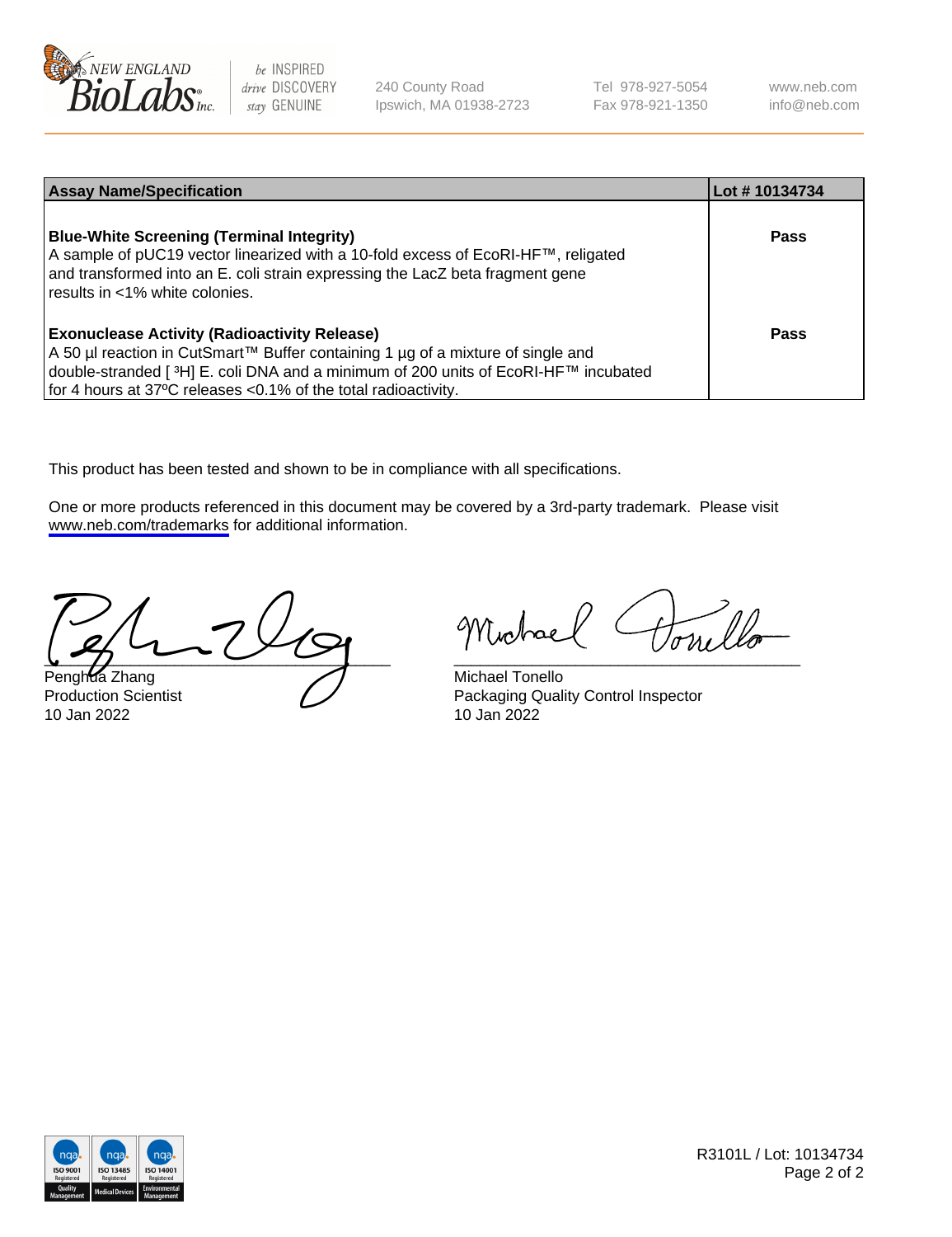| Assay Name/Specification | Lot # 10134734 |
| --- | --- |
| **Blue-White Screening (Terminal Integrity)**<br>A sample of pUC19 vector linearized with a 10-fold excess of EcoRI-HF™, religated and transformed into an E. coli strain expressing the LacZ beta fragment gene results in <1% white colonies. | **Pass** |
| **Exonuclease Activity (Radioactivity Release)**<br>A 50 µl reaction in CutSmart™ Buffer containing 1 µg of a mixture of single and double-stranded [ $^3$H] E. coli DNA and a minimum of 200 units of EcoRI-HF™ incubated for 4 hours at 37ºC releases <0.1% of the total radioactivity. | **Pass** |

This product has been tested and shown to be in compliance with all specifications.

One or more products referenced in this document may be covered by a 3rd-party trademark. Please visit www.neb.com/trademarks for additional information.

Penghua Zhang
Production Scientist
10 Jan 2022

Michael Tonello
Packaging Quality Control Inspector
10 Jan 2022

R3101L / Lot: 10134734